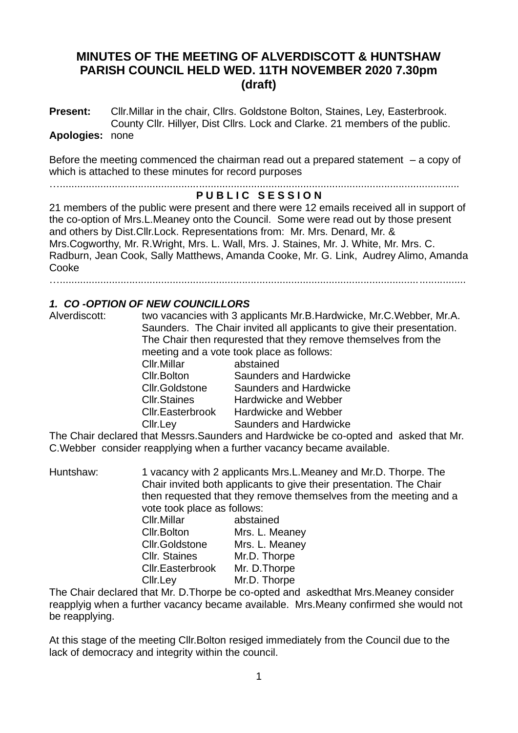# MINUTES OF THE MEETING OF ALVERDISCOTT & HUNTSHAW PARISH COUNCIL HELD WED. 11TH NOVEMBER 2020 7.30pm (draft)

**Present:** Cllr.Millar in the chair, Cllrs. Goldstone Bolton, Staines, Ley, Easterbrook. County Cllr. Hillyer, Dist Cllrs. Lock and Clarke. 21 members of the public.
**Apologies:** none

Before the meeting commenced the chairman read out a prepared statement – a copy of which is attached to these minutes for record purposes

…...........................................................................................................................

**P U B L I C  S E S S I O N**

21 members of the public were present and there were 12 emails received all in support of the co-option of Mrs.L.Meaney onto the Council. Some were read out by those present and others by Dist.Cllr.Lock. Representations from: Mr. Mrs. Denard, Mr. & Mrs.Cogworthy, Mr. R.Wright, Mrs. L. Wall, Mrs. J. Staines, Mr. J. White, Mr. Mrs. C. Radburn, Jean Cook, Sally Matthews, Amanda Cooke, Mr. G. Link, Audrey Alimo, Amanda Cooke

…...........................................................................................................................

***1. CO -OPTION OF NEW COUNCILLORS***

Alverdiscott: two vacancies with 3 applicants Mr.B.Hardwicke, Mr.C.Webber, Mr.A. Saunders. The Chair invited all applicants to give their presentation. The Chair then requested that they remove themselves from the meeting and a vote took place as follows:

| | |
|---|---|
| Cllr.Millar | abstained |
| Cllr.Bolton | Saunders and Hardwicke |
| Cllr.Goldstone | Saunders and Hardwicke |
| Cllr.Staines | Hardwicke and Webber |
| Cllr.Easterbrook | Hardwicke and Webber |
| Cllr.Ley | Saunders and Hardwicke |

The Chair declared that Messrs.Saunders and Hardwicke be co-opted and asked that Mr. C.Webber consider reapplying when a further vacancy became available.

Huntshaw: 1 vacancy with 2 applicants Mrs.L.Meaney and Mr.D. Thorpe. The Chair invited both applicants to give their presentation. The Chair then requested that they remove themselves from the meeting and a vote took place as follows:

| | |
|---|---|
| Cllr.Millar | abstained |
| Cllr.Bolton | Mrs. L. Meaney |
| Cllr.Goldstone | Mrs. L. Meaney |
| Cllr. Staines | Mr.D. Thorpe |
| Cllr.Easterbrook | Mr. D.Thorpe |
| Cllr.Ley | Mr.D. Thorpe |

The Chair declared that Mr. D.Thorpe be co-opted and askedthat Mrs.Meaney consider reapplyig when a further vacancy became available. Mrs.Meany confirmed she would not be reapplying.

At this stage of the meeting Cllr.Bolton resiged immediately from the Council due to the lack of democracy and integrity within the council.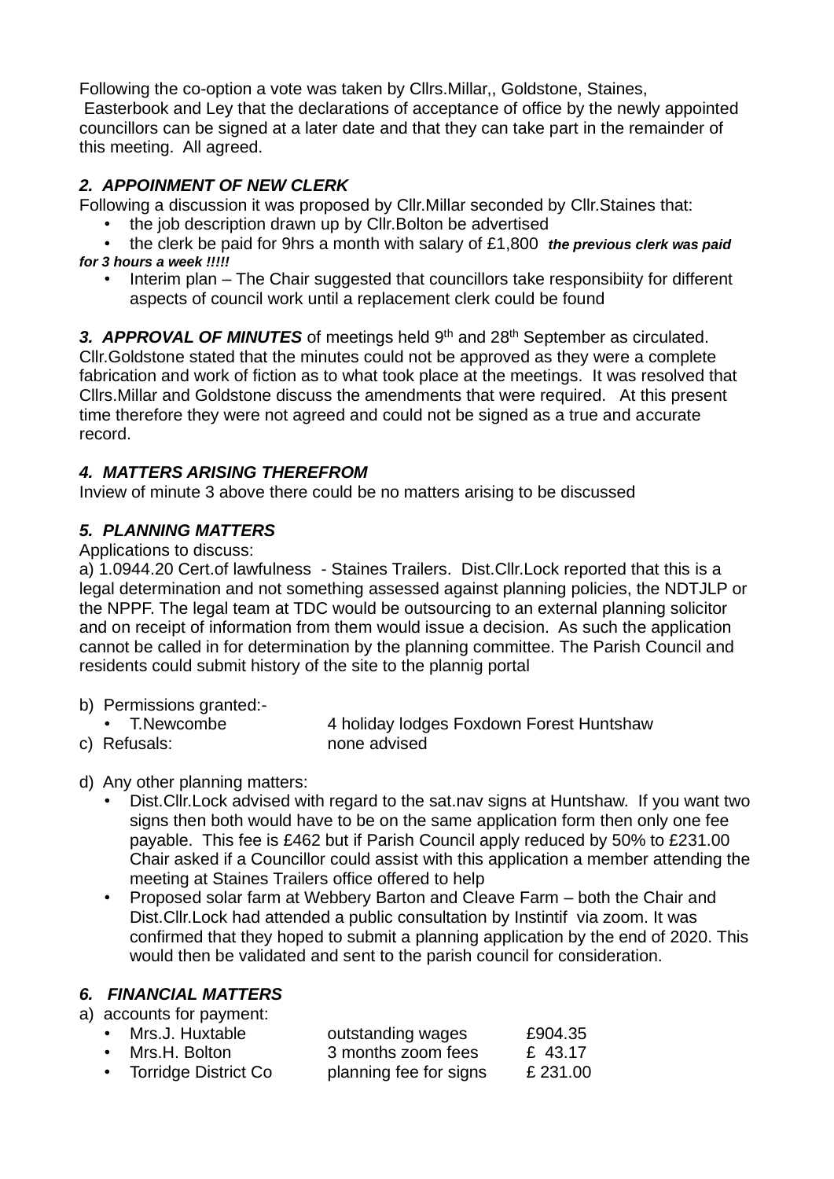Following the co-option a vote was taken by Cllrs.Millar,, Goldstone, Staines,
 Easterbook and Ley that the declarations of acceptance of office by the newly appointed councillors can be signed at a later date and that they can take part in the remainder of this meeting.  All agreed.

### *2.  APPOINMENT OF NEW CLERK*

Following a discussion it was proposed by Cllr.Millar seconded by Cllr.Staines that:

- the job description drawn up by Cllr.Bolton be advertised
- the clerk be paid for 9hrs a month with salary of £1,800  ***the previous clerk was paid for 3 hours a week !!!!!***
- Interim plan – The Chair suggested that councillors take responsibiity for different aspects of council work until a replacement clerk could be found

***3.  APPROVAL OF MINUTES*** of meetings held 9th and 28th September as circulated. Cllr.Goldstone stated that the minutes could not be approved as they were a complete fabrication and work of fiction as to what took place at the meetings.  It was resolved that Cllrs.Millar and Goldstone discuss the amendments that were required.   At this present time therefore they were not agreed and could not be signed as a true and accurate record.

### *4.  MATTERS ARISING THEREFROM*

Inview of minute 3 above there could be no matters arising to be discussed

### *5.  PLANNING MATTERS*

Applications to discuss:

a) 1.0944.20 Cert.of lawfulness  - Staines Trailers.  Dist.Cllr.Lock reported that this is a legal determination and not something assessed against planning policies, the NDTJLP or the NPPF. The legal team at TDC would be outsourcing to an external planning solicitor and on receipt of information from them would issue a decision.  As such the application cannot be called in for determination by the planning committee. The Parish Council and residents could submit history of the site to the plannig portal

b)  Permissions granted:-

- T.Newcombe          4 holiday lodges Foxdown Forest Huntshaw

c)  Refusals:          none advised

d)  Any other planning matters:

- Dist.Cllr.Lock advised with regard to the sat.nav signs at Huntshaw.  If you want two signs then both would have to be on the same application form then only one fee payable.  This fee is £462 but if Parish Council apply reduced by 50% to £231.00 Chair asked if a Councillor could assist with this application a member attending the meeting at Staines Trailers office offered to help
- Proposed solar farm at Webbery Barton and Cleave Farm – both the Chair and Dist.Cllr.Lock had attended a public consultation by Instintif  via zoom. It was confirmed that they hoped to submit a planning application by the end of 2020. This would then be validated and sent to the parish council for consideration.

### *6.   FINANCIAL MATTERS*

a)  accounts for payment:

| | | |
|---|---|---|
| • Mrs.J. Huxtable | outstanding wages | £904.35 |
| • Mrs.H. Bolton | 3 months zoom fees | £  43.17 |
| • Torridge District Co | planning fee for signs | £ 231.00 |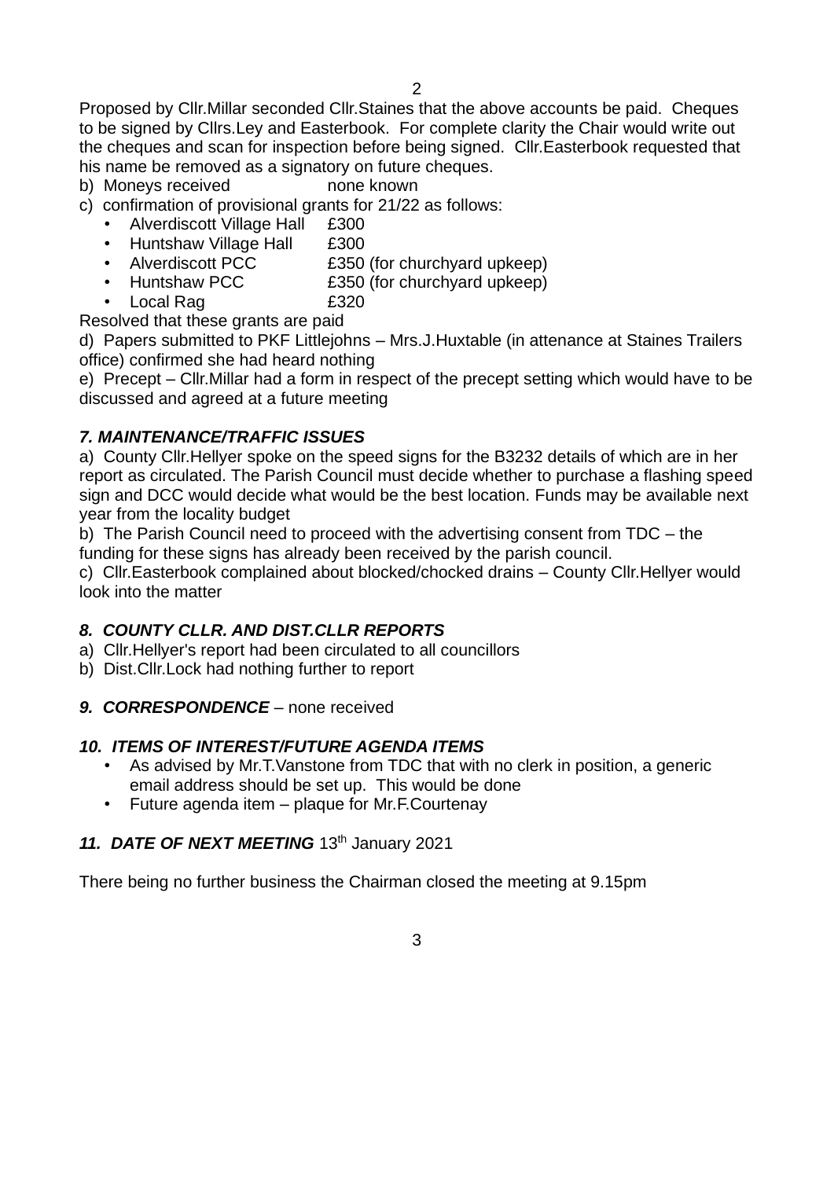Proposed by Cllr.Millar seconded Cllr.Staines that the above accounts be paid. Cheques to be signed by Cllrs.Ley and Easterbook. For complete clarity the Chair would write out the cheques and scan for inspection before being signed. Cllr.Easterbook requested that his name be removed as a signatory on future cheques.

b) Moneys received none known

c) confirmation of provisional grants for 21/22 as follows:

- Alverdiscott Village Hall £300
- Huntshaw Village Hall £300
- Alverdiscott PCC £350 (for churchyard upkeep)
- Huntshaw PCC £350 (for churchyard upkeep)
- Local Rag £320

Resolved that these grants are paid

d) Papers submitted to PKF Littlejohns – Mrs.J.Huxtable (in attenance at Staines Trailers office) confirmed she had heard nothing

e) Precept – Cllr.Millar had a form in respect of the precept setting which would have to be discussed and agreed at a future meeting

### *7. MAINTENANCE/TRAFFIC ISSUES*

a) County Cllr.Hellyer spoke on the speed signs for the B3232 details of which are in her report as circulated. The Parish Council must decide whether to purchase a flashing speed sign and DCC would decide what would be the best location. Funds may be available next year from the locality budget

b) The Parish Council need to proceed with the advertising consent from TDC – the funding for these signs has already been received by the parish council.

c) Cllr.Easterbook complained about blocked/chocked drains – County Cllr.Hellyer would look into the matter

### *8. COUNTY CLLR. AND DIST.CLLR REPORTS*

a) Cllr.Hellyer's report had been circulated to all councillors

b) Dist.Cllr.Lock had nothing further to report

### *9. CORRESPONDENCE* – none received

### *10. ITEMS OF INTEREST/FUTURE AGENDA ITEMS*

- As advised by Mr.T.Vanstone from TDC that with no clerk in position, a generic email address should be set up. This would be done
- Future agenda item – plaque for Mr.F.Courtenay

### *11. DATE OF NEXT MEETING* 13th January 2021

There being no further business the Chairman closed the meeting at 9.15pm